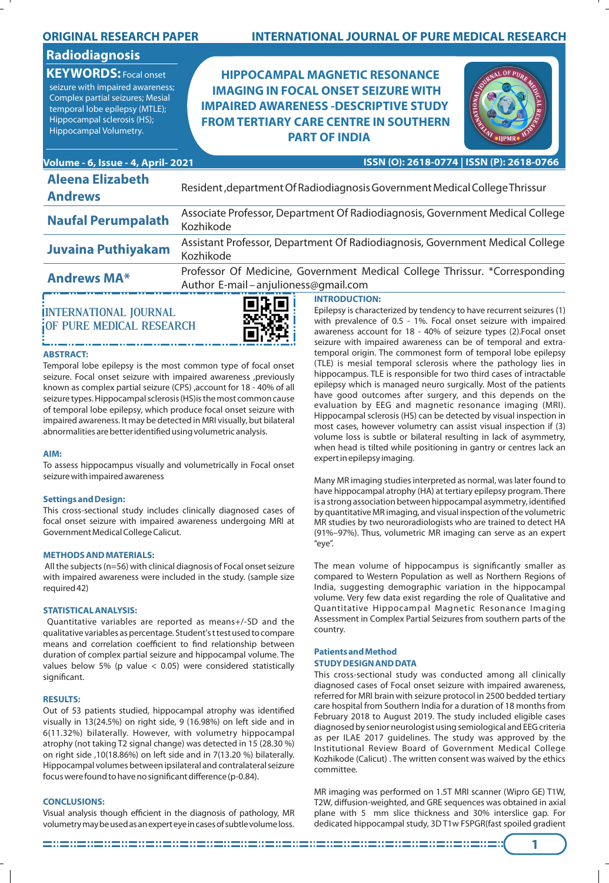ORIGINAL RESEARCH PAPER

INTERNATIONAL JOURNAL OF PURE MEDICAL RESEARCH

**Radiodiagnosis**

**KEYWORDS:** Focal onset seizure with impaired awareness; Complex partial seizures; Mesial temporal lobe epilepsy (MTLE); Hippocampal sclerosis (HS); Hippocampal Volumetry.

# HIPPOCAMPAL MAGNETIC RESONANCE IMAGING IN FOCAL ONSET SEIZURE WITH IMPAIRED AWARENESS -DESCRIPTIVE STUDY FROM TERTIARY CARE CENTRE IN SOUTHERN PART OF INDIA

| | |
|---|---|
| **Aleena Elizabeth Andrews** | Resident ,department Of Radiodiagnosis Government Medical College Thrissur |
| **Naufal Perumpalath** | Associate Professor, Department Of Radiodiagnosis, Government Medical College Kozhikode |
| **Juvaina Puthiyakam** | Assistant Professor, Department Of Radiodiagnosis, Government Medical College Kozhikode |
| **Andrews MA*** | Professor Of Medicine, Government Medical College Thrissur. *Corresponding Author E-mail – anjulioness@gmail.com |

## ABSTRACT:

Temporal lobe epilepsy is the most common type of focal onset seizure. Focal onset seizure with impaired awareness ,previously known as complex partial seizure (CPS) ,account for 18 - 40% of all seizure types. Hippocampal sclerosis (HS)is the most common cause of temporal lobe epilepsy, which produce focal onset seizure with impaired awareness. It may be detected in MRI visually, but bilateral abnormalities are better identified using volumetric analysis.

### AIM:

To assess hippocampus visually and volumetrically in Focal onset seizure with impaired awareness

### Settings and Design:

This cross-sectional study includes clinically diagnosed cases of focal onset seizure with impaired awareness undergoing MRI at Government Medical College Calicut.

### METHODS AND MATERIALS:

All the subjects (n=56) with clinical diagnosis of Focal onset seizure with impaired awareness were included in the study. (sample size required 42)

### STATISTICAL ANALYSIS:

Quantitative variables are reported as means+/-SD and the qualitative variables as percentage. Student's t test used to compare means and correlation coefficient to find relationship between duration of complex partial seizure and hippocampal volume. The values below 5% (p value < 0.05) were considered statistically significant.

### RESULTS:

Out of 53 patients studied, hippocampal atrophy was identified visually in 13(24.5%) on right side, 9 (16.98%) on left side and in 6(11.32%) bilaterally. However, with volumetry hippocampal atrophy (not taking T2 signal change) was detected in 15 (28.30 %) on right side ,10(18.86%) on left side and in 7(13.20 %) bilaterally. Hippocampal volumes between ipsilateral and contralateral seizure focus were found to have no significant difference (p-0.84).

### CONCLUSIONS:

Visual analysis though efficient in the diagnosis of pathology, MR volumetry may be used as an expert eye in cases of subtle volume loss.

## INTRODUCTION:

Epilepsy is characterized by tendency to have recurrent seizures (1) with prevalence of 0.5 - 1%. Focal onset seizure with impaired awareness account for 18 - 40% of seizure types (2).Focal onset seizure with impaired awareness can be of temporal and extra-temporal origin. The commonest form of temporal lobe epilepsy (TLE) is mesial temporal sclerosis where the pathology lies in hippocampus. TLE is responsible for two third cases of intractable epilepsy which is managed neuro surgically. Most of the patients have good outcomes after surgery, and this depends on the evaluation by EEG and magnetic resonance imaging (MRI). Hippocampal sclerosis (HS) can be detected by visual inspection in most cases, however volumetry can assist visual inspection if (3) volume loss is subtle or bilateral resulting in lack of asymmetry, when head is tilted while positioning in gantry or centres lack an expert in epilepsy imaging.

Many MR imaging studies interpreted as normal, was later found to have hippocampal atrophy (HA) at tertiary epilepsy program. There is a strong association between hippocampal asymmetry, identified by quantitative MR imaging, and visual inspection of the volumetric MR studies by two neuroradiologists who are trained to detect HA (91%–97%). Thus, volumetric MR imaging can serve as an expert "eye".

The mean volume of hippocampus is significantly smaller as compared to Western Population as well as Northern Regions of India, suggesting demographic variation in the hippocampal volume. Very few data exist regarding the role of Qualitative and Quantitative Hippocampal Magnetic Resonance Imaging Assessment in Complex Partial Seizures from southern parts of the country.

## Patients and Method

### STUDY DESIGN AND DATA

This cross-sectional study was conducted among all clinically diagnosed cases of Focal onset seizure with impaired awareness, referred for MRI brain with seizure protocol in 2500 bedded tertiary care hospital from Southern India for a duration of 18 months from February 2018 to August 2019. The study included eligible cases diagnosed by senior neurologist using semiological and EEG criteria as per ILAE 2017 guidelines. The study was approved by the Institutional Review Board of Government Medical College Kozhikode (Calicut) . The written consent was waived by the ethics committee.

MR imaging was performed on 1.5T MRI scanner (Wipro GE) T1W, T2W, diffusion-weighted, and GRE sequences was obtained in axial plane with 5 mm slice thickness and 30% interslice gap. For dedicated hippocampal study, 3D T1w FSPGR(fast spoiled gradient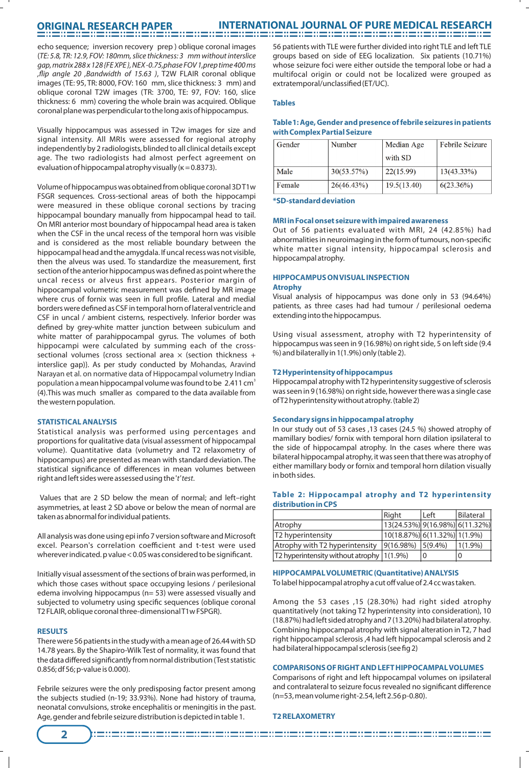echo sequence; inversion recovery prep ) oblique coronal images (*TE: 5.8, TR: 12.9, FOV: 180mm, slice thickness: 3 mm without interslice gap, matrix 288 x 128 {FE XPE }, NEX -0.75,phase FOV 1,prep time 400 ms ,flip angle 20 ,Bandwidth of 15.63 )*, T2W FLAIR coronal oblique images (TE: 95, TR: 8000, FOV: 160 mm, slice thickness: 3 mm) and oblique coronal T2W images (TR: 3700, TE: 97, FOV: 160, slice thickness: 6 mm) covering the whole brain was acquired. Oblique coronal plane was perpendicular to the long axis of hippocampus.

Visually hippocampus was assessed in T2w images for size and signal intensity. All MRIs were assessed for regional atrophy independently by 2 radiologists, blinded to all clinical details except age. The two radiologists had almost perfect agreement on evaluation of hippocampal atrophy visually ($\kappa = 0.8373$).

Volume of hippocampus was obtained from oblique coronal 3D T1w FSGR sequences. Cross-sectional areas of both the hippocampi were measured in these oblique coronal sections by tracing hippocampal boundary manually from hippocampal head to tail. On MRI anterior most boundary of hippocampal head area is taken when the CSF in the uncal recess of the temporal horn was visible and is considered as the most reliable boundary between the hippocampal head and the amygdala. If uncal recess was not visible, then the alveus was used. To standardize the measurement, first section of the anterior hippocampus was defined as point where the uncal recess or alveus first appears. Posterior margin of hippocampal volumetric measurement was defined by MR image where crus of fornix was seen in full profile. Lateral and medial borders were defined as CSF in temporal horn of lateral ventricle and CSF in uncal / ambient cisterns, respectively. Inferior border was defined by grey-white matter junction between subiculum and white matter of parahippocampal gyrus. The volumes of both hippocampi were calculated by summing each of the cross-sectional volumes {cross sectional area $\times$ (section thickness + interslice gap)}. As per study conducted by Mohandas, Aravind Narayan et al. on normative data of Hippocampal volumetry Indian population a mean hippocampal volume was found to be 2.411 $cm^3$ (4).This was much smaller as compared to the data available from the western population.

## STATISTICAL ANALYSIS

Statistical analysis was performed using percentages and proportions for qualitative data (visual assessment of hippocampal volume). Quantitative data (volumetry and T2 relaxometry of hippocampus) are presented as mean with standard deviation. The statistical significance of differences in mean volumes between right and left sides were assessed using the '*t' test*.

Values that are 2 SD below the mean of normal; and left–right asymmetries, at least 2 SD above or below the mean of normal are taken as abnormal for individual patients.

All analysis was done using epi info 7 version software and Microsoft excel. Pearson's correlation coefficient and t-test were used wherever indicated. p value < 0.05 was considered to be significant.

Initially visual assessment of the sections of brain was performed, in which those cases without space occupying lesions / perilesional edema involving hippocampus (n= 53) were assessed visually and subjected to volumetry using specific sequences (oblique coronal T2 FLAIR, oblique coronal three-dimensional T1w FSPGR).

## RESULTS

There were 56 patients in the study with a mean age of 26.44 with SD 14.78 years. By the Shapiro-Wilk Test of normality, it was found that the data differed significantly from normal distribution (Test statistic 0.856; df 56; p-value is 0.000).

Febrile seizures were the only predisposing factor present among the subjects studied (n-19; 33.93%). None had history of trauma, neonatal convulsions, stroke encephalitis or meningitis in the past. Age, gender and febrile seizure distribution is depicted in table 1.

56 patients with TLE were further divided into right TLE and left TLE groups based on side of EEG localization. Six patients (10.71%) whose seizure foci were either outside the temporal lobe or had a multifocal origin or could not be localized were grouped as extratemporal/unclassified (ET/UC).

### Tables

**Table 1: Age, Gender and presence of febrile seizures in patients with Complex Partial Seizure**

| Gender | Number | Median Age with SD | Febrile Seizure |
|---|---|---|---|
| Male | 30(53.57%) | 22(15.99) | 13(43.33%) |
| Female | 26(46.43%) | 19.5(13.40) | 6(23.36%) |

**\*SD-standard deviation**

### MRI in Focal onset seizure with impaired awareness

Out of 56 patients evaluated with MRI, 24 (42.85%) had abnormalities in neuroimaging in the form of tumours, non-specific white matter signal intensity, hippocampal sclerosis and hippocampal atrophy.

### HIPPOCAMPUS ON VISUAL INSPECTION

#### Atrophy

Visual analysis of hippocampus was done only in 53 (94.64%) patients, as three cases had had tumour / perilesional oedema extending into the hippocampus.

Using visual assessment, atrophy with T2 hyperintensity of hippocampus was seen in 9 (16.98%) on right side, 5 on left side (9.4 %) and bilaterally in 1 (1.9%) only (table 2).

### T2 Hyperintensity of hippocampus

Hippocampal atrophy with T2 hyperintensity suggestive of sclerosis was seen in 9 (16.98%) on right side, however there was a single case of T2 hyperintensity without atrophy. (table 2)

### Secondary signs in hippocampal atrophy

In our study out of 53 cases ,13 cases (24.5 %) showed atrophy of mamillary bodies/ fornix with temporal horn dilation ipsilateral to the side of hippocampal atrophy. In the cases where there was bilateral hippocampal atrophy, it was seen that there was atrophy of either mamillary body or fornix and temporal horn dilation visually in both sides.

**Table 2: Hippocampal atrophy and T2 hyperintensity distribution in CPS**

| | Right | Left | Bilateral |
|---|---|---|---|
| Atrophy | 13(24.53%) | 9(16.98%) | 6(11.32%) |
| T2 hyperintensity | 10(18.87%) | 6(11.32%) | 1(1.9%) |
| Atrophy with T2 hyperintensity | 9(16.98%) | 5(9.4%) | 1(1.9%) |
| T2 hyperintensity without atrophy | 1(1.9%) | 0 | 0 |

### HIPPOCAMPAL VOLUMETRIC (Quantitative) ANALYSIS

To label hippocampal atrophy a cut off value of 2.4 cc was taken.

Among the 53 cases ,15 (28.30%) had right sided atrophy quantitatively (not taking T2 hyperintensity into consideration), 10 (18.87%) had left sided atrophy and 7 (13.20%) had bilateral atrophy. Combining hippocampal atrophy with signal alteration in T2, 7 had right hippocampal sclerosis ,4 had left hippocampal sclerosis and 2 had bilateral hippocampal sclerosis (see fig 2)

### COMPARISONS OF RIGHT AND LEFT HIPPOCAMPAL VOLUMES

Comparisons of right and left hippocampal volumes on ipsilateral and contralateral to seizure focus revealed no significant difference (n=53, mean volume right-2.54, left 2.56 p-0.80).

### T2 RELAXOMETRY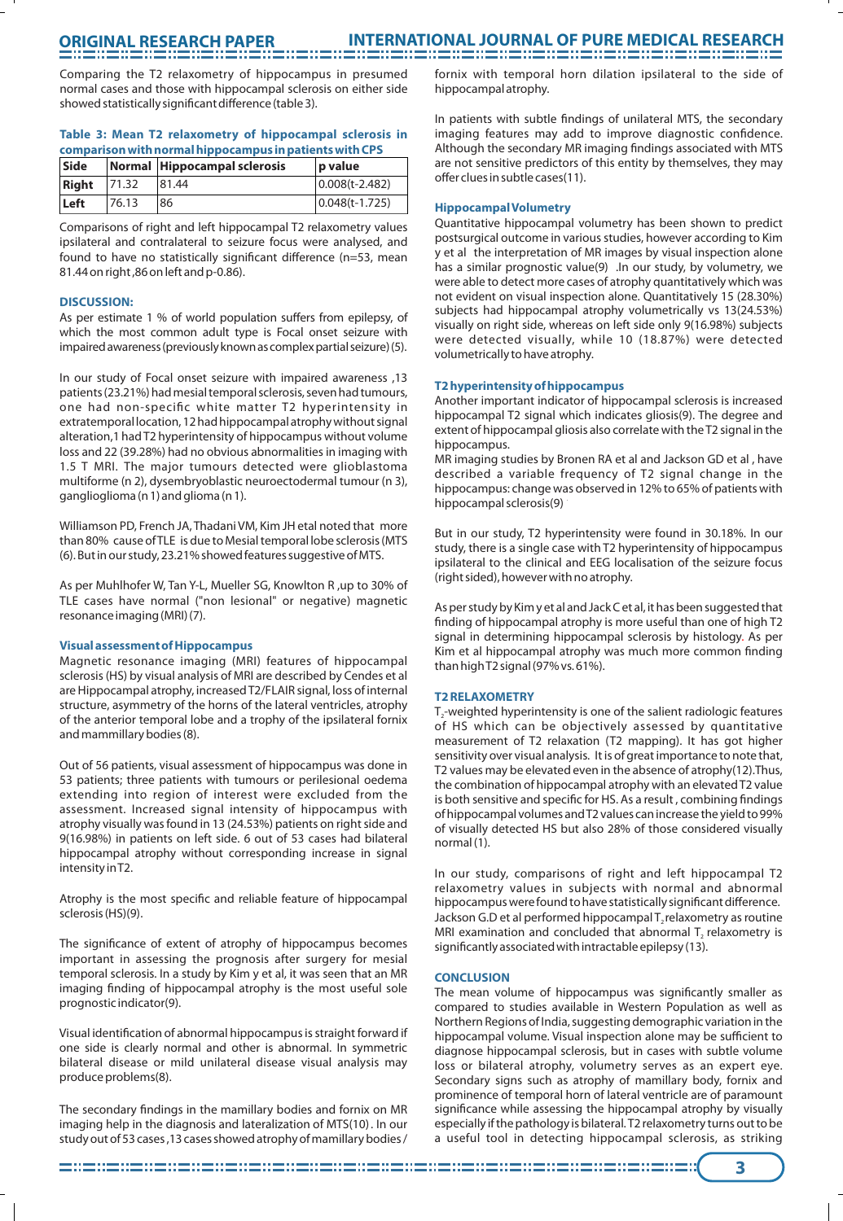Comparing the T2 relaxometry of hippocampus in presumed normal cases and those with hippocampal sclerosis on either side showed statistically significant difference (table 3).

**Table 3: Mean T2 relaxometry of hippocampal sclerosis in comparison with normal hippocampus in patients with CPS**

| Side | Normal | Hippocampal sclerosis | p value |
|---|---|---|---|
| **Right** | 71.32 | 81.44 | 0.008(t-2.482) |
| **Left** | 76.13 | 86 | 0.048(t-1.725) |

Comparisons of right and left hippocampal T2 relaxometry values ipsilateral and contralateral to seizure focus were analysed, and found to have no statistically significant difference (n=53, mean 81.44 on right ,86 on left and p-0.86).

### DISCUSSION:

As per estimate 1 % of world population suffers from epilepsy, of which the most common adult type is Focal onset seizure with impaired awareness (previously known as complex partial seizure) (5).

In our study of Focal onset seizure with impaired awareness ,13 patients (23.21%) had mesial temporal sclerosis, seven had tumours, one had non-specific white matter T2 hyperintensity in extratemporal location, 12 had hippocampal atrophy without signal alteration,1 had T2 hyperintensity of hippocampus without volume loss and 22 (39.28%) had no obvious abnormalities in imaging with 1.5 T MRI. The major tumours detected were glioblastoma multiforme (n 2), dysembryoblastic neuroectodermal tumour (n 3), ganglioglioma (n 1) and glioma (n 1).

Williamson PD, French JA, Thadani VM, Kim JH etal noted that more than 80% cause of TLE is due to Mesial temporal lobe sclerosis (MTS (6). But in our study, 23.21% showed features suggestive of MTS.

As per Muhlhofer W, Tan Y-L, Mueller SG, Knowlton R ,up to 30% of TLE cases have normal ("non lesional" or negative) magnetic resonance imaging (MRI) (7).

### Visual assessment of Hippocampus

Magnetic resonance imaging (MRI) features of hippocampal sclerosis (HS) by visual analysis of MRI are described by Cendes et al are Hippocampal atrophy, increased T2/FLAIR signal, loss of internal structure, asymmetry of the horns of the lateral ventricles, atrophy of the anterior temporal lobe and a trophy of the ipsilateral fornix and mammillary bodies (8).

Out of 56 patients, visual assessment of hippocampus was done in 53 patients; three patients with tumours or perilesional oedema extending into region of interest were excluded from the assessment. Increased signal intensity of hippocampus with atrophy visually was found in 13 (24.53%) patients on right side and 9(16.98%) in patients on left side. 6 out of 53 cases had bilateral hippocampal atrophy without corresponding increase in signal intensity in T2.

Atrophy is the most specific and reliable feature of hippocampal sclerosis (HS)(9).

The significance of extent of atrophy of hippocampus becomes important in assessing the prognosis after surgery for mesial temporal sclerosis. In a study by Kim y et al, it was seen that an MR imaging finding of hippocampal atrophy is the most useful sole prognostic indicator(9).

Visual identification of abnormal hippocampus is straight forward if one side is clearly normal and other is abnormal. In symmetric bilateral disease or mild unilateral disease visual analysis may produce problems(8).

The secondary findings in the mamillary bodies and fornix on MR imaging help in the diagnosis and lateralization of MTS(10) . In our study out of 53 cases ,13 cases showed atrophy of mamillary bodies / fornix with temporal horn dilation ipsilateral to the side of hippocampal atrophy.

In patients with subtle findings of unilateral MTS, the secondary imaging features may add to improve diagnostic confidence. Although the secondary MR imaging findings associated with MTS are not sensitive predictors of this entity by themselves, they may offer clues in subtle cases(11).

### Hippocampal Volumetry

Quantitative hippocampal volumetry has been shown to predict postsurgical outcome in various studies, however according to Kim y et al the interpretation of MR images by visual inspection alone has a similar prognostic value(9) .In our study, by volumetry, we were able to detect more cases of atrophy quantitatively which was not evident on visual inspection alone. Quantitatively 15 (28.30%) subjects had hippocampal atrophy volumetrically vs 13(24.53%) visually on right side, whereas on left side only 9(16.98%) subjects were detected visually, while 10 (18.87%) were detected volumetrically to have atrophy.

### T2 hyperintensity of hippocampus

Another important indicator of hippocampal sclerosis is increased hippocampal T2 signal which indicates gliosis(9). The degree and extent of hippocampal gliosis also correlate with the T2 signal in the hippocampus.

MR imaging studies by Bronen RA et al and Jackson GD et al , have described a variable frequency of T2 signal change in the hippocampus: change was observed in 12% to 65% of patients with hippocampal sclerosis(9)

But in our study, T2 hyperintensity were found in 30.18%. In our study, there is a single case with T2 hyperintensity of hippocampus ipsilateral to the clinical and EEG localisation of the seizure focus (right sided), however with no atrophy.

As per study by Kim y et al and Jack C et al, it has been suggested that finding of hippocampal atrophy is more useful than one of high T2 signal in determining hippocampal sclerosis by histology. As per Kim et al hippocampal atrophy was much more common finding than high T2 signal (97% vs. 61%).

### T2 RELAXOMETRY

$T_2$-weighted hyperintensity is one of the salient radiologic features of HS which can be objectively assessed by quantitative measurement of T2 relaxation (T2 mapping). It has got higher sensitivity over visual analysis. It is of great importance to note that, T2 values may be elevated even in the absence of atrophy(12).Thus, the combination of hippocampal atrophy with an elevated T2 value is both sensitive and specific for HS. As a result , combining findings of hippocampal volumes and T2 values can increase the yield to 99% of visually detected HS but also 28% of those considered visually normal (1).

In our study, comparisons of right and left hippocampal T2 relaxometry values in subjects with normal and abnormal hippocampus were found to have statistically significant difference. Jackson G.D et al performed hippocampal $T_2$ relaxometry as routine MRI examination and concluded that abnormal $T_2$ relaxometry is significantly associated with intractable epilepsy (13).

### CONCLUSION

The mean volume of hippocampus was significantly smaller as compared to studies available in Western Population as well as Northern Regions of India, suggesting demographic variation in the hippocampal volume. Visual inspection alone may be sufficient to diagnose hippocampal sclerosis, but in cases with subtle volume loss or bilateral atrophy, volumetry serves as an expert eye. Secondary signs such as atrophy of mamillary body, fornix and prominence of temporal horn of lateral ventricle are of paramount significance while assessing the hippocampal atrophy by visually especially if the pathology is bilateral. T2 relaxometry turns out to be a useful tool in detecting hippocampal sclerosis, as striking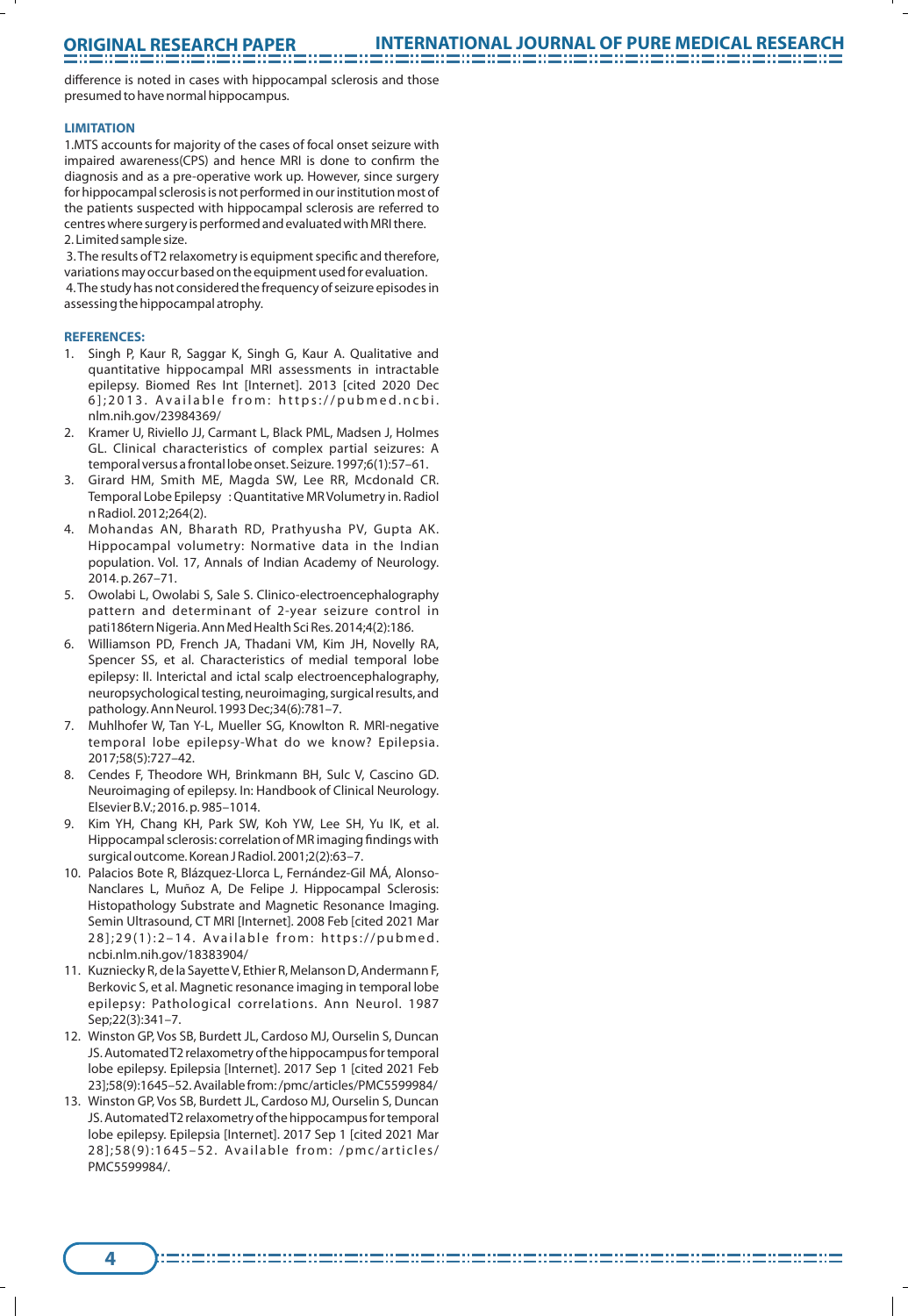difference is noted in cases with hippocampal sclerosis and those presumed to have normal hippocampus.

## LIMITATION

1.MTS accounts for majority of the cases of focal onset seizure with impaired awareness(CPS) and hence MRI is done to confirm the diagnosis and as a pre-operative work up. However, since surgery for hippocampal sclerosis is not performed in our institution most of the patients suspected with hippocampal sclerosis are referred to centres where surgery is performed and evaluated with MRI there.
2. Limited sample size.
3. The results of T2 relaxometry is equipment specific and therefore, variations may occur based on the equipment used for evaluation.
4. The study has not considered the frequency of seizure episodes in assessing the hippocampal atrophy.

## REFERENCES:

1. Singh P, Kaur R, Saggar K, Singh G, Kaur A. Qualitative and quantitative hippocampal MRI assessments in intractable epilepsy. Biomed Res Int [Internet]. 2013 [cited 2020 Dec 6];2013. Available from: https://pubmed.ncbi.nlm.nih.gov/23984369/
2. Kramer U, Riviello JJ, Carmant L, Black PML, Madsen J, Holmes GL. Clinical characteristics of complex partial seizures: A temporal versus a frontal lobe onset. Seizure. 1997;6(1):57–61.
3. Girard HM, Smith ME, Magda SW, Lee RR, Mcdonald CR. Temporal Lobe Epilepsy : Quantitative MR Volumetry in. Radiol n Radiol. 2012;264(2).
4. Mohandas AN, Bharath RD, Prathyusha PV, Gupta AK. Hippocampal volumetry: Normative data in the Indian population. Vol. 17, Annals of Indian Academy of Neurology. 2014. p. 267–71.
5. Owolabi L, Owolabi S, Sale S. Clinico-electroencephalography pattern and determinant of 2-year seizure control in pati186tern Nigeria. Ann Med Health Sci Res. 2014;4(2):186.
6. Williamson PD, French JA, Thadani VM, Kim JH, Novelly RA, Spencer SS, et al. Characteristics of medial temporal lobe epilepsy: II. Interictal and ictal scalp electroencephalography, neuropsychological testing, neuroimaging, surgical results, and pathology. Ann Neurol. 1993 Dec;34(6):781–7.
7. Muhlhofer W, Tan Y-L, Mueller SG, Knowlton R. MRI-negative temporal lobe epilepsy-What do we know? Epilepsia. 2017;58(5):727–42.
8. Cendes F, Theodore WH, Brinkmann BH, Sulc V, Cascino GD. Neuroimaging of epilepsy. In: Handbook of Clinical Neurology. Elsevier B.V.; 2016. p. 985–1014.
9. Kim YH, Chang KH, Park SW, Koh YW, Lee SH, Yu IK, et al. Hippocampal sclerosis: correlation of MR imaging findings with surgical outcome. Korean J Radiol. 2001;2(2):63–7.
10. Palacios Bote R, Blázquez-Llorca L, Fernández-Gil MÁ, Alonso-Nanclares L, Muñoz A, De Felipe J. Hippocampal Sclerosis: Histopathology Substrate and Magnetic Resonance Imaging. Semin Ultrasound, CT MRI [Internet]. 2008 Feb [cited 2021 Mar 28];29(1):2–14. Available from: https://pubmed.ncbi.nlm.nih.gov/18383904/
11. Kuzniecky R, de la Sayette V, Ethier R, Melanson D, Andermann F, Berkovic S, et al. Magnetic resonance imaging in temporal lobe epilepsy: Pathological correlations. Ann Neurol. 1987 Sep;22(3):341–7.
12. Winston GP, Vos SB, Burdett JL, Cardoso MJ, Ourselin S, Duncan JS. Automated T2 relaxometry of the hippocampus for temporal lobe epilepsy. Epilepsia [Internet]. 2017 Sep 1 [cited 2021 Feb 23];58(9):1645–52. Available from: /pmc/articles/PMC5599984/
13. Winston GP, Vos SB, Burdett JL, Cardoso MJ, Ourselin S, Duncan JS. Automated T2 relaxometry of the hippocampus for temporal lobe epilepsy. Epilepsia [Internet]. 2017 Sep 1 [cited 2021 Mar 28];58(9):1645–52. Available from: /pmc/articles/PMC5599984/.